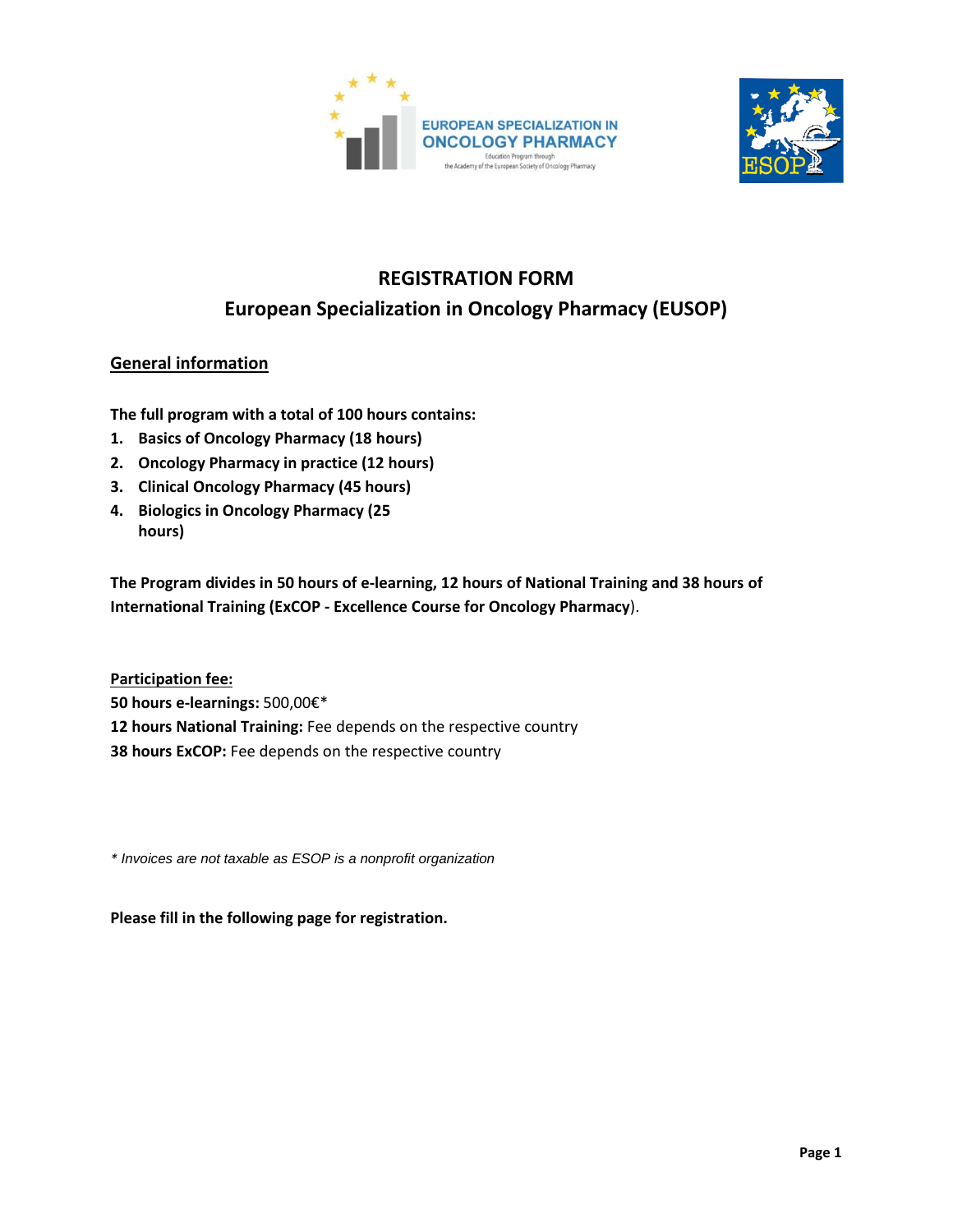# REGISTRATION FORM

## European Specialization in Oncology Pharmacy (EUSOP)

**General information**

**The full program with a total of 100 hours contains:**

1. **Basics of Oncology Pharmacy (18 hours)**
2. **Oncology Pharmacy in practice (12 hours)**
3. **Clinical Oncology Pharmacy (45 hours)**
4. **Biologics in Oncology Pharmacy (25 hours)**

**The Program divides in 50 hours of e-learning, 12 hours of National Training and 38 hours of International Training (ExCOP - Excellence Course for Oncology Pharmacy)**.

**Participation fee:**

**50 hours e-learnings:** 500,00€*

**12 hours National Training:** Fee depends on the respective country

**38 hours ExCOP:** Fee depends on the respective country

*\* Invoices are not taxable as ESOP is a nonprofit organization*

**Please fill in the following page for registration.**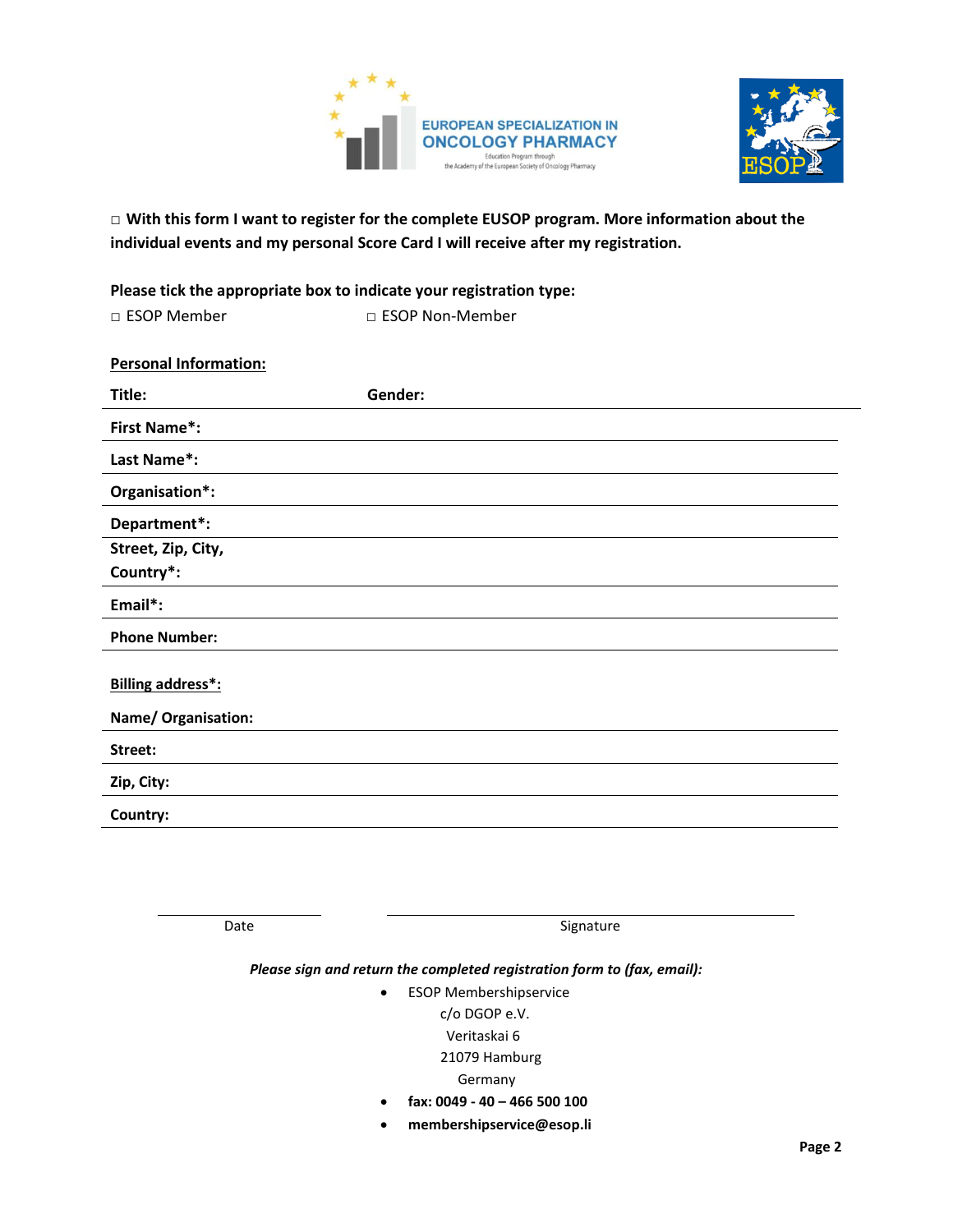EUROPEAN SPECIALIZATION IN ONCOLOGY PHARMACY

Education Program through the Academy of the European Society of Oncology Pharmacy

ESOP

□ **With this form I want to register for the complete EUSOP program. More information about the individual events and my personal Score Card I will receive after my registration.**

**Please tick the appropriate box to indicate your registration type:**

□ ESOP Member □ ESOP Non-Member

**Personal Information:**

**Title:** **Gender:**

**First Name*:**

**Last Name*:**

**Organisation*:**

**Department*:**

**Street, Zip, City, Country*:**

**Email*:**

**Phone Number:**

**Billing address*:**

**Name/ Organisation:**

**Street:**

**Zip, City:**

**Country:**

Date Signature

***Please sign and return the completed registration form to (fax, email):***

- ESOP Membershipservice  
  c/o DGOP e.V.  
  Veritaskai 6  
  21079 Hamburg  
  Germany
- **fax: 0049 - 40 – 466 500 100**
- **membershipservice@esop.li**